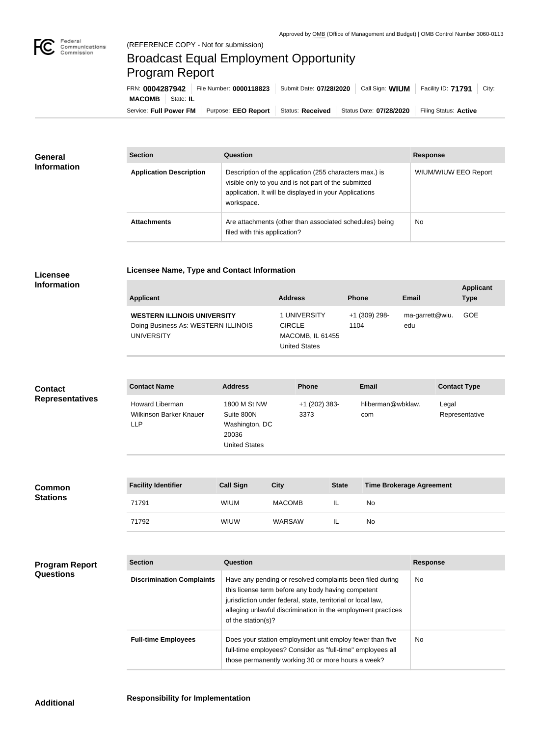Approved by OMB (Office of Management and Budget) | OMB Control Number 3060-0113

(REFERENCE COPY - Not for submission)

# Broadcast Equal Employment Opportunity Program Report

FRN: **0004287942** | File Number: **0000118823** | Submit Date: **07/28/2020** | Call Sign: **WIUM** | Facility ID: **71791** | City: **MACOMB** | State: **IL**

Service: **Full Power FM** | Purpose: **EEO Report** | Status: **Received** | Status Date: **07/28/2020** | Filing Status: **Active**

## General Information

| Section | Question | Response |
| --- | --- | --- |
| **Application Description** | Description of the application (255 characters max.) is visible only to you and is not part of the submitted application. It will be displayed in your Applications workspace. | WIUM/WIUW EEO Report |
| **Attachments** | Are attachments (other than associated schedules) being filed with this application? | No |

## Licensee Information

### Licensee Name, Type and Contact Information

| Applicant | Address | Phone | Email | Applicant Type |
| --- | --- | --- | --- | --- |
| **WESTERN ILLINOIS UNIVERSITY** Doing Business As: WESTERN ILLINOIS UNIVERSITY | 1 UNIVERSITY CIRCLE MACOMB, IL 61455 United States | +1 (309) 298-1104 | ma-garrett@wiu.edu | GOE |

## Contact Representatives

| Contact Name | Address | Phone | Email | Contact Type |
| --- | --- | --- | --- | --- |
| Howard Liberman Wilkinson Barker Knauer LLP | 1800 M St NW Suite 800N Washington, DC 20036 United States | +1 (202) 383-3373 | hliberman@wbklaw.com | Legal Representative |

## Common Stations

| Facility Identifier | Call Sign | City | State | Time Brokerage Agreement |
| --- | --- | --- | --- | --- |
| 71791 | WIUM | MACOMB | IL | No |
| 71792 | WIUW | WARSAW | IL | No |

## Program Report Questions

| Section | Question | Response |
| --- | --- | --- |
| **Discrimination Complaints** | Have any pending or resolved complaints been filed during this license term before any body having competent jurisdiction under federal, state, territorial or local law, alleging unlawful discrimination in the employment practices of the station(s)? | No |
| **Full-time Employees** | Does your station employment unit employ fewer than five full-time employees? Consider as "full-time" employees all those permanently working 30 or more hours a week? | No |

## Additional

### Responsibility for Implementation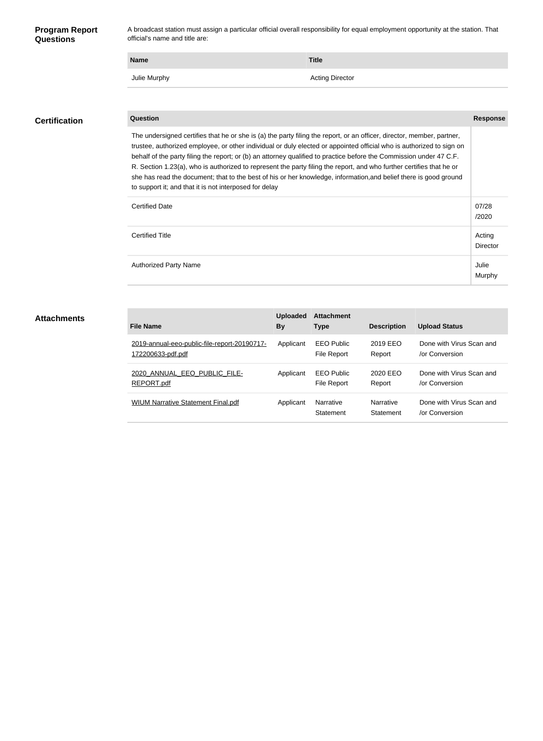## Program Report Questions

A broadcast station must assign a particular official overall responsibility for equal employment opportunity at the station. That official's name and title are:

| Name | Title |
| --- | --- |
| Julie Murphy | Acting Director |

## Certification

| Question | Response |
| --- | --- |
| The undersigned certifies that he or she is (a) the party filing the report, or an officer, director, member, partner, trustee, authorized employee, or other individual or duly elected or appointed official who is authorized to sign on behalf of the party filing the report; or (b) an attorney qualified to practice before the Commission under 47 C.F. R. Section 1.23(a), who is authorized to represent the party filing the report, and who further certifies that he or she has read the document; that to the best of his or her knowledge, information,and belief there is good ground to support it; and that it is not interposed for delay | |
| Certified Date | 07/28/2020 |
| Certified Title | Acting Director |
| Authorized Party Name | Julie Murphy |

## Attachments

| File Name | Uploaded By | Attachment Type | Description | Upload Status |
| --- | --- | --- | --- | --- |
| 2019-annual-eeo-public-file-report-20190717-172200633-pdf.pdf | Applicant | EEO Public File Report | 2019 EEO Report | Done with Virus Scan and /or Conversion |
| 2020_ANNUAL_EEO_PUBLIC_FILE-REPORT.pdf | Applicant | EEO Public File Report | 2020 EEO Report | Done with Virus Scan and /or Conversion |
| WIUM Narrative Statement Final.pdf | Applicant | Narrative Statement | Narrative Statement | Done with Virus Scan and /or Conversion |